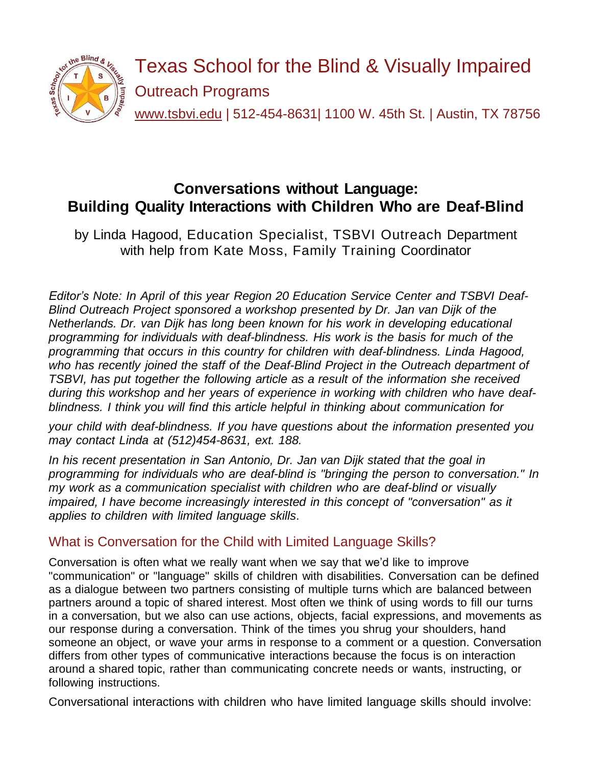# Texas School for the Blind & Visually Impaired

Outreach Programs

www.tsbvi.edu | 512-454-8631| 1100 W. 45th St. | Austin, TX 78756

## Conversations without Language: Building Quality Interactions with Children Who are Deaf-Blind

by Linda Hagood, Education Specialist, TSBVI Outreach Department with help from Kate Moss, Family Training Coordinator

*Editor's Note: In April of this year Region 20 Education Service Center and TSBVI Deaf-Blind Outreach Project sponsored a workshop presented by Dr. Jan van Dijk of the Netherlands. Dr. van Dijk has long been known for his work in developing educational programming for individuals with deaf-blindness. His work is the basis for much of the programming that occurs in this country for children with deaf-blindness. Linda Hagood, who has recently joined the staff of the Deaf-Blind Project in the Outreach department of TSBVI, has put together the following article as a result of the information she received during this workshop and her years of experience in working with children who have deaf-blindness. I think you will find this article helpful in thinking about communication for your child with deaf-blindness. If you have questions about the information presented you may contact Linda at (512)454-8631, ext. 188.*

*In his recent presentation in San Antonio, Dr. Jan van Dijk stated that the goal in programming for individuals who are deaf-blind is "bringing the person to conversation." In my work as a communication specialist with children who are deaf-blind or visually impaired, I have become increasingly interested in this concept of "conversation" as it applies to children with limited language skills.*

### What is Conversation for the Child with Limited Language Skills?

Conversation is often what we really want when we say that we'd like to improve "communication" or "language" skills of children with disabilities. Conversation can be defined as a dialogue between two partners consisting of multiple turns which are balanced between partners around a topic of shared interest. Most often we think of using words to fill our turns in a conversation, but we also can use actions, objects, facial expressions, and movements as our response during a conversation. Think of the times you shrug your shoulders, hand someone an object, or wave your arms in response to a comment or a question. Conversation differs from other types of communicative interactions because the focus is on interaction around a shared topic, rather than communicating concrete needs or wants, instructing, or following instructions.

Conversational interactions with children who have limited language skills should involve: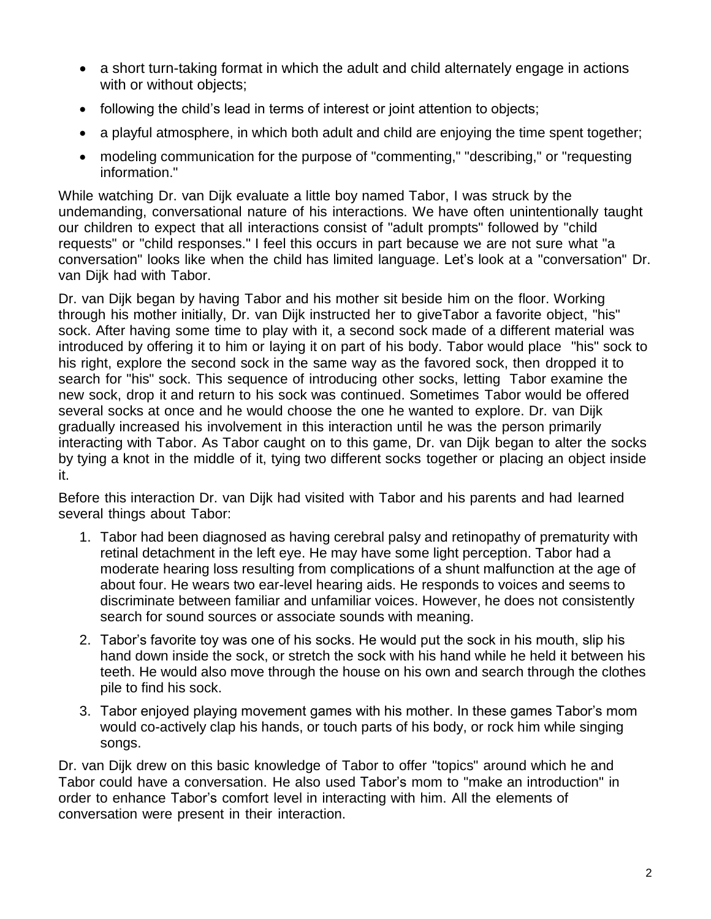- a short turn-taking format in which the adult and child alternately engage in actions with or without objects;
- following the child's lead in terms of interest or joint attention to objects;
- a playful atmosphere, in which both adult and child are enjoying the time spent together;
- modeling communication for the purpose of "commenting," "describing," or "requesting information."

While watching Dr. van Dijk evaluate a little boy named Tabor, I was struck by the undemanding, conversational nature of his interactions. We have often unintentionally taught our children to expect that all interactions consist of "adult prompts" followed by "child requests" or "child responses." I feel this occurs in part because we are not sure what "a conversation" looks like when the child has limited language. Let's look at a "conversation" Dr. van Dijk had with Tabor.

Dr. van Dijk began by having Tabor and his mother sit beside him on the floor. Working through his mother initially, Dr. van Dijk instructed her to giveTabor a favorite object, "his" sock. After having some time to play with it, a second sock made of a different material was introduced by offering it to him or laying it on part of his body. Tabor would place "his" sock to his right, explore the second sock in the same way as the favored sock, then dropped it to search for "his" sock. This sequence of introducing other socks, letting Tabor examine the new sock, drop it and return to his sock was continued. Sometimes Tabor would be offered several socks at once and he would choose the one he wanted to explore. Dr. van Dijk gradually increased his involvement in this interaction until he was the person primarily interacting with Tabor. As Tabor caught on to this game, Dr. van Dijk began to alter the socks by tying a knot in the middle of it, tying two different socks together or placing an object inside it.

Before this interaction Dr. van Dijk had visited with Tabor and his parents and had learned several things about Tabor:

1. Tabor had been diagnosed as having cerebral palsy and retinopathy of prematurity with retinal detachment in the left eye. He may have some light perception. Tabor had a moderate hearing loss resulting from complications of a shunt malfunction at the age of about four. He wears two ear-level hearing aids. He responds to voices and seems to discriminate between familiar and unfamiliar voices. However, he does not consistently search for sound sources or associate sounds with meaning.
2. Tabor's favorite toy was one of his socks. He would put the sock in his mouth, slip his hand down inside the sock, or stretch the sock with his hand while he held it between his teeth. He would also move through the house on his own and search through the clothes pile to find his sock.
3. Tabor enjoyed playing movement games with his mother. In these games Tabor's mom would co-actively clap his hands, or touch parts of his body, or rock him while singing songs.

Dr. van Dijk drew on this basic knowledge of Tabor to offer "topics" around which he and Tabor could have a conversation. He also used Tabor's mom to "make an introduction" in order to enhance Tabor's comfort level in interacting with him. All the elements of conversation were present in their interaction.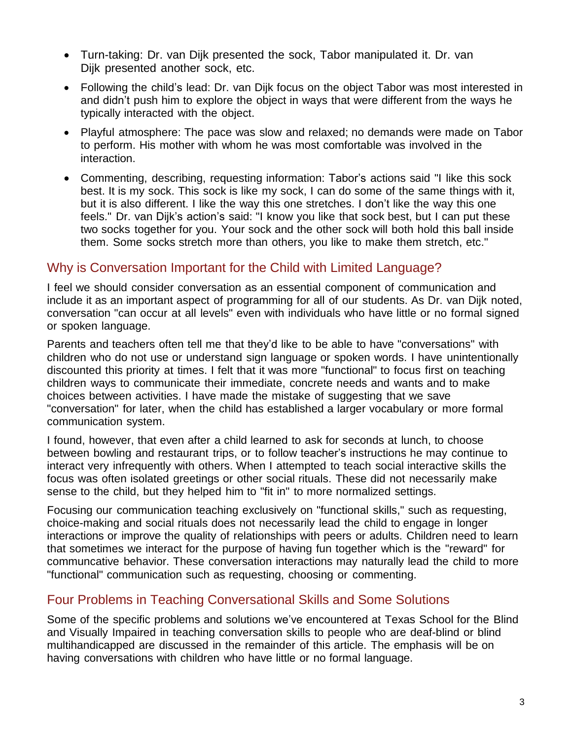- Turn-taking: Dr. van Dijk presented the sock, Tabor manipulated it. Dr. van Dijk presented another sock, etc.
- Following the child's lead: Dr. van Dijk focus on the object Tabor was most interested in and didn't push him to explore the object in ways that were different from the ways he typically interacted with the object.
- Playful atmosphere: The pace was slow and relaxed; no demands were made on Tabor to perform. His mother with whom he was most comfortable was involved in the interaction.
- Commenting, describing, requesting information: Tabor's actions said "I like this sock best. It is my sock. This sock is like my sock, I can do some of the same things with it, but it is also different. I like the way this one stretches. I don't like the way this one feels." Dr. van Dijk's action's said: "I know you like that sock best, but I can put these two socks together for you. Your sock and the other sock will both hold this ball inside them. Some socks stretch more than others, you like to make them stretch, etc."

## Why is Conversation Important for the Child with Limited Language?

I feel we should consider conversation as an essential component of communication and include it as an important aspect of programming for all of our students. As Dr. van Dijk noted, conversation "can occur at all levels" even with individuals who have little or no formal signed or spoken language.

Parents and teachers often tell me that they'd like to be able to have "conversations" with children who do not use or understand sign language or spoken words. I have unintentionally discounted this priority at times. I felt that it was more "functional" to focus first on teaching children ways to communicate their immediate, concrete needs and wants and to make choices between activities. I have made the mistake of suggesting that we save "conversation" for later, when the child has established a larger vocabulary or more formal communication system.

I found, however, that even after a child learned to ask for seconds at lunch, to choose between bowling and restaurant trips, or to follow teacher's instructions he may continue to interact very infrequently with others. When I attempted to teach social interactive skills the focus was often isolated greetings or other social rituals. These did not necessarily make sense to the child, but they helped him to "fit in" to more normalized settings.

Focusing our communication teaching exclusively on "functional skills," such as requesting, choice-making and social rituals does not necessarily lead the child to engage in longer interactions or improve the quality of relationships with peers or adults. Children need to learn that sometimes we interact for the purpose of having fun together which is the "reward" for communcative behavior. These conversation interactions may naturally lead the child to more "functional" communication such as requesting, choosing or commenting.

## Four Problems in Teaching Conversational Skills and Some Solutions

Some of the specific problems and solutions we've encountered at Texas School for the Blind and Visually Impaired in teaching conversation skills to people who are deaf-blind or blind multihandicapped are discussed in the remainder of this article. The emphasis will be on having conversations with children who have little or no formal language.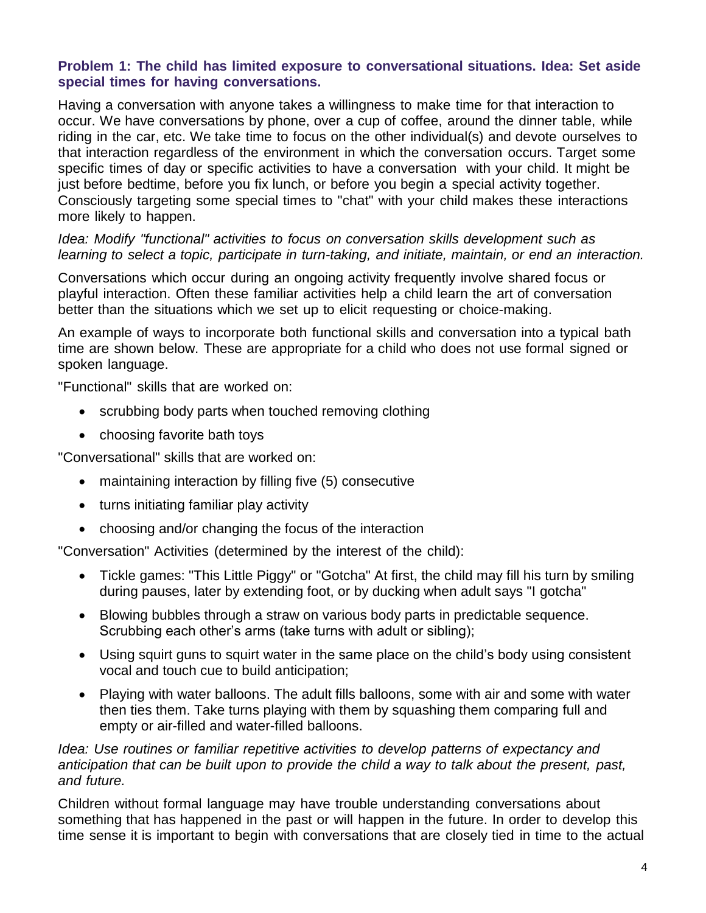### Problem 1: The child has limited exposure to conversational situations. Idea: Set aside special times for having conversations.

Having a conversation with anyone takes a willingness to make time for that interaction to occur. We have conversations by phone, over a cup of coffee, around the dinner table, while riding in the car, etc. We take time to focus on the other individual(s) and devote ourselves to that interaction regardless of the environment in which the conversation occurs. Target some specific times of day or specific activities to have a conversation with your child. It might be just before bedtime, before you fix lunch, or before you begin a special activity together. Consciously targeting some special times to "chat" with your child makes these interactions more likely to happen.

*Idea: Modify "functional" activities to focus on conversation skills development such as learning to select a topic, participate in turn-taking, and initiate, maintain, or end an interaction.*

Conversations which occur during an ongoing activity frequently involve shared focus or playful interaction. Often these familiar activities help a child learn the art of conversation better than the situations which we set up to elicit requesting or choice-making.

An example of ways to incorporate both functional skills and conversation into a typical bath time are shown below. These are appropriate for a child who does not use formal signed or spoken language.

"Functional" skills that are worked on:

- scrubbing body parts when touched removing clothing
- choosing favorite bath toys

"Conversational" skills that are worked on:

- maintaining interaction by filling five (5) consecutive
- turns initiating familiar play activity
- choosing and/or changing the focus of the interaction

"Conversation" Activities (determined by the interest of the child):

- Tickle games: "This Little Piggy" or "Gotcha" At first, the child may fill his turn by smiling during pauses, later by extending foot, or by ducking when adult says "I gotcha"
- Blowing bubbles through a straw on various body parts in predictable sequence. Scrubbing each other's arms (take turns with adult or sibling);
- Using squirt guns to squirt water in the same place on the child's body using consistent vocal and touch cue to build anticipation;
- Playing with water balloons. The adult fills balloons, some with air and some with water then ties them. Take turns playing with them by squashing them comparing full and empty or air-filled and water-filled balloons.

*Idea: Use routines or familiar repetitive activities to develop patterns of expectancy and anticipation that can be built upon to provide the child a way to talk about the present, past, and future.*

Children without formal language may have trouble understanding conversations about something that has happened in the past or will happen in the future. In order to develop this time sense it is important to begin with conversations that are closely tied in time to the actual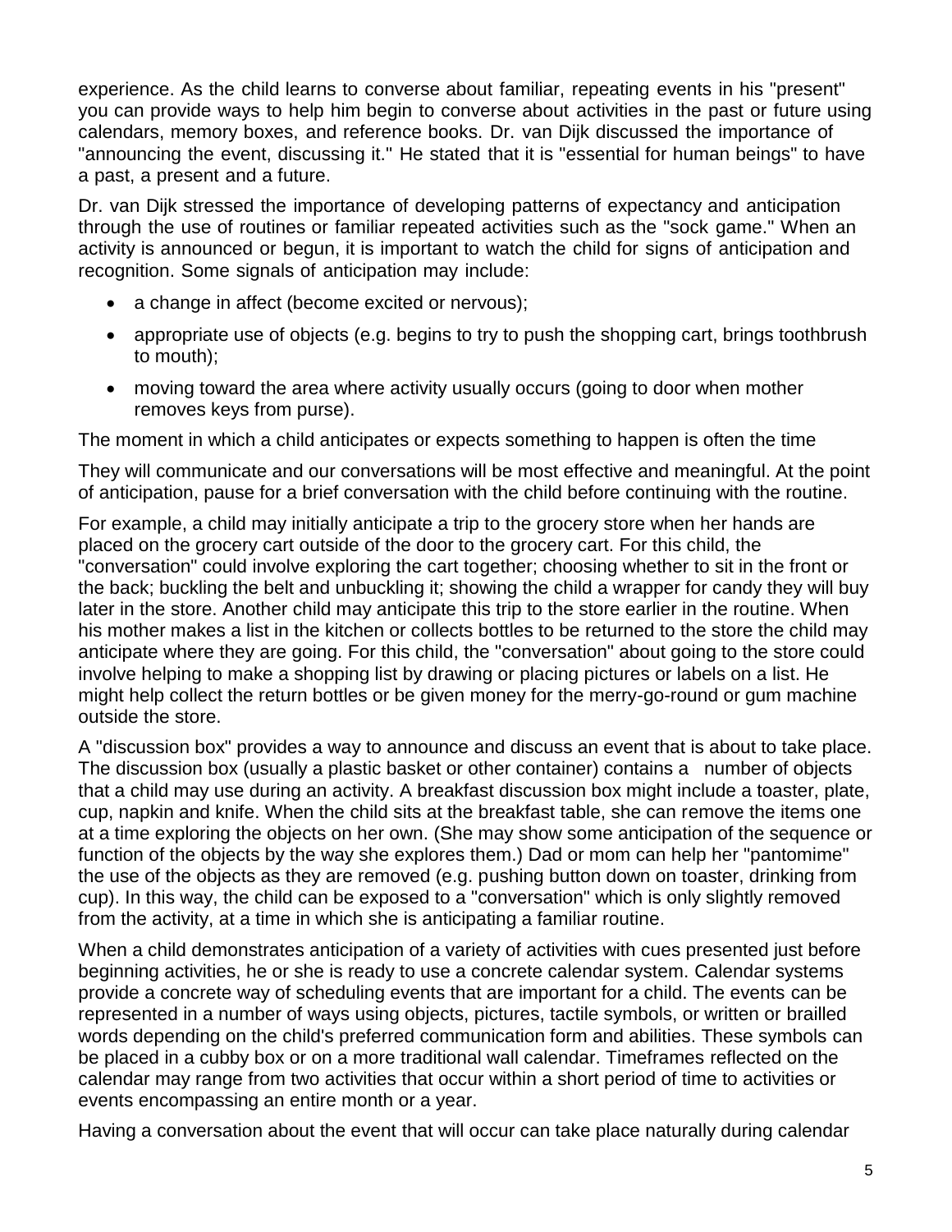experience. As the child learns to converse about familiar, repeating events in his "present" you can provide ways to help him begin to converse about activities in the past or future using calendars, memory boxes, and reference books. Dr. van Dijk discussed the importance of "announcing the event, discussing it." He stated that it is "essential for human beings" to have a past, a present and a future.

Dr. van Dijk stressed the importance of developing patterns of expectancy and anticipation through the use of routines or familiar repeated activities such as the "sock game." When an activity is announced or begun, it is important to watch the child for signs of anticipation and recognition. Some signals of anticipation may include:

- a change in affect (become excited or nervous);
- appropriate use of objects (e.g. begins to try to push the shopping cart, brings toothbrush to mouth);
- moving toward the area where activity usually occurs (going to door when mother removes keys from purse).

The moment in which a child anticipates or expects something to happen is often the time

They will communicate and our conversations will be most effective and meaningful. At the point of anticipation, pause for a brief conversation with the child before continuing with the routine.

For example, a child may initially anticipate a trip to the grocery store when her hands are placed on the grocery cart outside of the door to the grocery cart. For this child, the "conversation" could involve exploring the cart together; choosing whether to sit in the front or the back; buckling the belt and unbuckling it; showing the child a wrapper for candy they will buy later in the store. Another child may anticipate this trip to the store earlier in the routine. When his mother makes a list in the kitchen or collects bottles to be returned to the store the child may anticipate where they are going. For this child, the "conversation" about going to the store could involve helping to make a shopping list by drawing or placing pictures or labels on a list. He might help collect the return bottles or be given money for the merry-go-round or gum machine outside the store.

A "discussion box" provides a way to announce and discuss an event that is about to take place. The discussion box (usually a plastic basket or other container) contains a number of objects that a child may use during an activity. A breakfast discussion box might include a toaster, plate, cup, napkin and knife. When the child sits at the breakfast table, she can remove the items one at a time exploring the objects on her own. (She may show some anticipation of the sequence or function of the objects by the way she explores them.) Dad or mom can help her "pantomime" the use of the objects as they are removed (e.g. pushing button down on toaster, drinking from cup). In this way, the child can be exposed to a "conversation" which is only slightly removed from the activity, at a time in which she is anticipating a familiar routine.

When a child demonstrates anticipation of a variety of activities with cues presented just before beginning activities, he or she is ready to use a concrete calendar system. Calendar systems provide a concrete way of scheduling events that are important for a child. The events can be represented in a number of ways using objects, pictures, tactile symbols, or written or brailled words depending on the child's preferred communication form and abilities. These symbols can be placed in a cubby box or on a more traditional wall calendar. Timeframes reflected on the calendar may range from two activities that occur within a short period of time to activities or events encompassing an entire month or a year.

Having a conversation about the event that will occur can take place naturally during calendar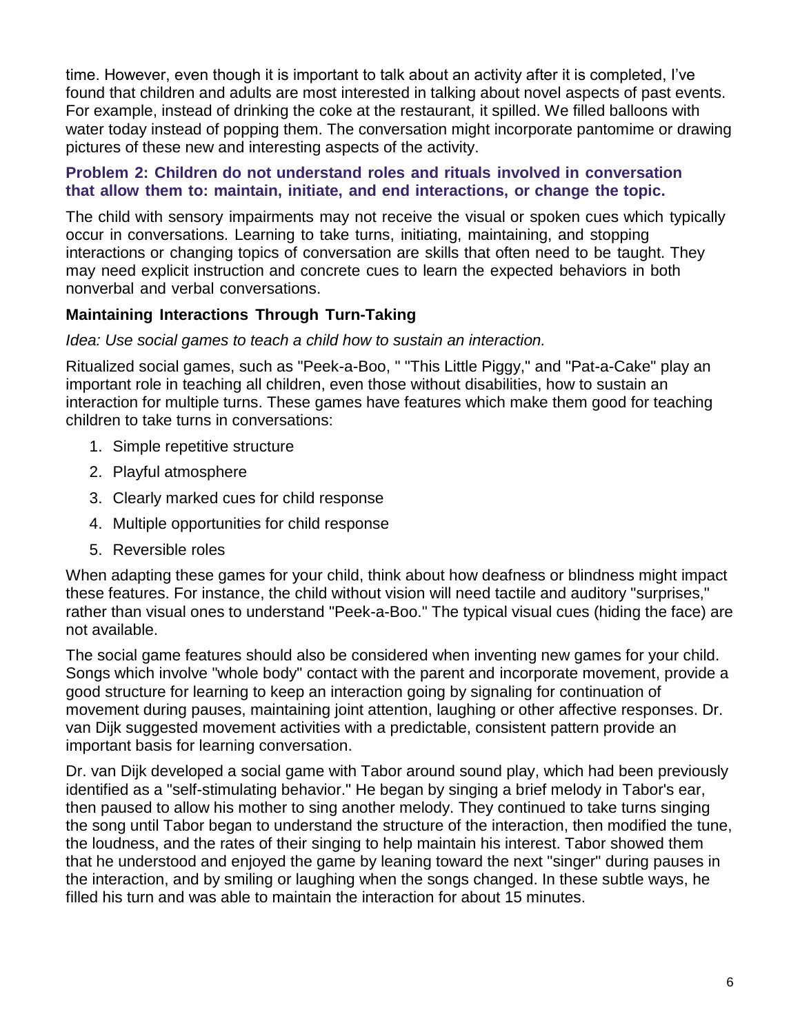time. However, even though it is important to talk about an activity after it is completed, I've found that children and adults are most interested in talking about novel aspects of past events. For example, instead of drinking the coke at the restaurant, it spilled. We filled balloons with water today instead of popping them. The conversation might incorporate pantomime or drawing pictures of these new and interesting aspects of the activity.

### Problem 2: Children do not understand roles and rituals involved in conversation that allow them to: maintain, initiate, and end interactions, or change the topic.

The child with sensory impairments may not receive the visual or spoken cues which typically occur in conversations. Learning to take turns, initiating, maintaining, and stopping interactions or changing topics of conversation are skills that often need to be taught. They may need explicit instruction and concrete cues to learn the expected behaviors in both nonverbal and verbal conversations.

#### Maintaining Interactions Through Turn-Taking

*Idea: Use social games to teach a child how to sustain an interaction.*

Ritualized social games, such as "Peek-a-Boo, " "This Little Piggy," and "Pat-a-Cake" play an important role in teaching all children, even those without disabilities, how to sustain an interaction for multiple turns. These games have features which make them good for teaching children to take turns in conversations:

1. Simple repetitive structure
2. Playful atmosphere
3. Clearly marked cues for child response
4. Multiple opportunities for child response
5. Reversible roles

When adapting these games for your child, think about how deafness or blindness might impact these features. For instance, the child without vision will need tactile and auditory "surprises," rather than visual ones to understand "Peek-a-Boo." The typical visual cues (hiding the face) are not available.

The social game features should also be considered when inventing new games for your child. Songs which involve "whole body" contact with the parent and incorporate movement, provide a good structure for learning to keep an interaction going by signaling for continuation of movement during pauses, maintaining joint attention, laughing or other affective responses. Dr. van Dijk suggested movement activities with a predictable, consistent pattern provide an important basis for learning conversation.

Dr. van Dijk developed a social game with Tabor around sound play, which had been previously identified as a "self-stimulating behavior." He began by singing a brief melody in Tabor's ear, then paused to allow his mother to sing another melody. They continued to take turns singing the song until Tabor began to understand the structure of the interaction, then modified the tune, the loudness, and the rates of their singing to help maintain his interest. Tabor showed them that he understood and enjoyed the game by leaning toward the next "singer" during pauses in the interaction, and by smiling or laughing when the songs changed. In these subtle ways, he filled his turn and was able to maintain the interaction for about 15 minutes.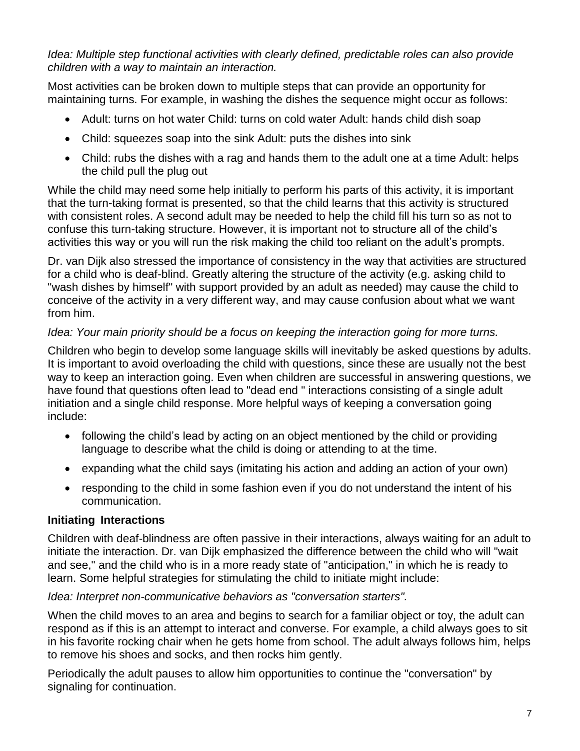*Idea: Multiple step functional activities with clearly defined, predictable roles can also provide children with a way to maintain an interaction.*

Most activities can be broken down to multiple steps that can provide an opportunity for maintaining turns. For example, in washing the dishes the sequence might occur as follows:

- Adult: turns on hot water Child: turns on cold water Adult: hands child dish soap
- Child: squeezes soap into the sink Adult: puts the dishes into sink
- Child: rubs the dishes with a rag and hands them to the adult one at a time Adult: helps the child pull the plug out

While the child may need some help initially to perform his parts of this activity, it is important that the turn-taking format is presented, so that the child learns that this activity is structured with consistent roles. A second adult may be needed to help the child fill his turn so as not to confuse this turn-taking structure. However, it is important not to structure all of the child's activities this way or you will run the risk making the child too reliant on the adult's prompts.

Dr. van Dijk also stressed the importance of consistency in the way that activities are structured for a child who is deaf-blind. Greatly altering the structure of the activity (e.g. asking child to "wash dishes by himself" with support provided by an adult as needed) may cause the child to conceive of the activity in a very different way, and may cause confusion about what we want from him.

*Idea: Your main priority should be a focus on keeping the interaction going for more turns.*

Children who begin to develop some language skills will inevitably be asked questions by adults. It is important to avoid overloading the child with questions, since these are usually not the best way to keep an interaction going. Even when children are successful in answering questions, we have found that questions often lead to "dead end " interactions consisting of a single adult initiation and a single child response. More helpful ways of keeping a conversation going include:

- following the child's lead by acting on an object mentioned by the child or providing language to describe what the child is doing or attending to at the time.
- expanding what the child says (imitating his action and adding an action of your own)
- responding to the child in some fashion even if you do not understand the intent of his communication.

### Initiating Interactions

Children with deaf-blindness are often passive in their interactions, always waiting for an adult to initiate the interaction. Dr. van Dijk emphasized the difference between the child who will "wait and see," and the child who is in a more ready state of "anticipation," in which he is ready to learn. Some helpful strategies for stimulating the child to initiate might include:

*Idea: Interpret non-communicative behaviors as "conversation starters".*

When the child moves to an area and begins to search for a familiar object or toy, the adult can respond as if this is an attempt to interact and converse. For example, a child always goes to sit in his favorite rocking chair when he gets home from school. The adult always follows him, helps to remove his shoes and socks, and then rocks him gently.

Periodically the adult pauses to allow him opportunities to continue the "conversation" by signaling for continuation.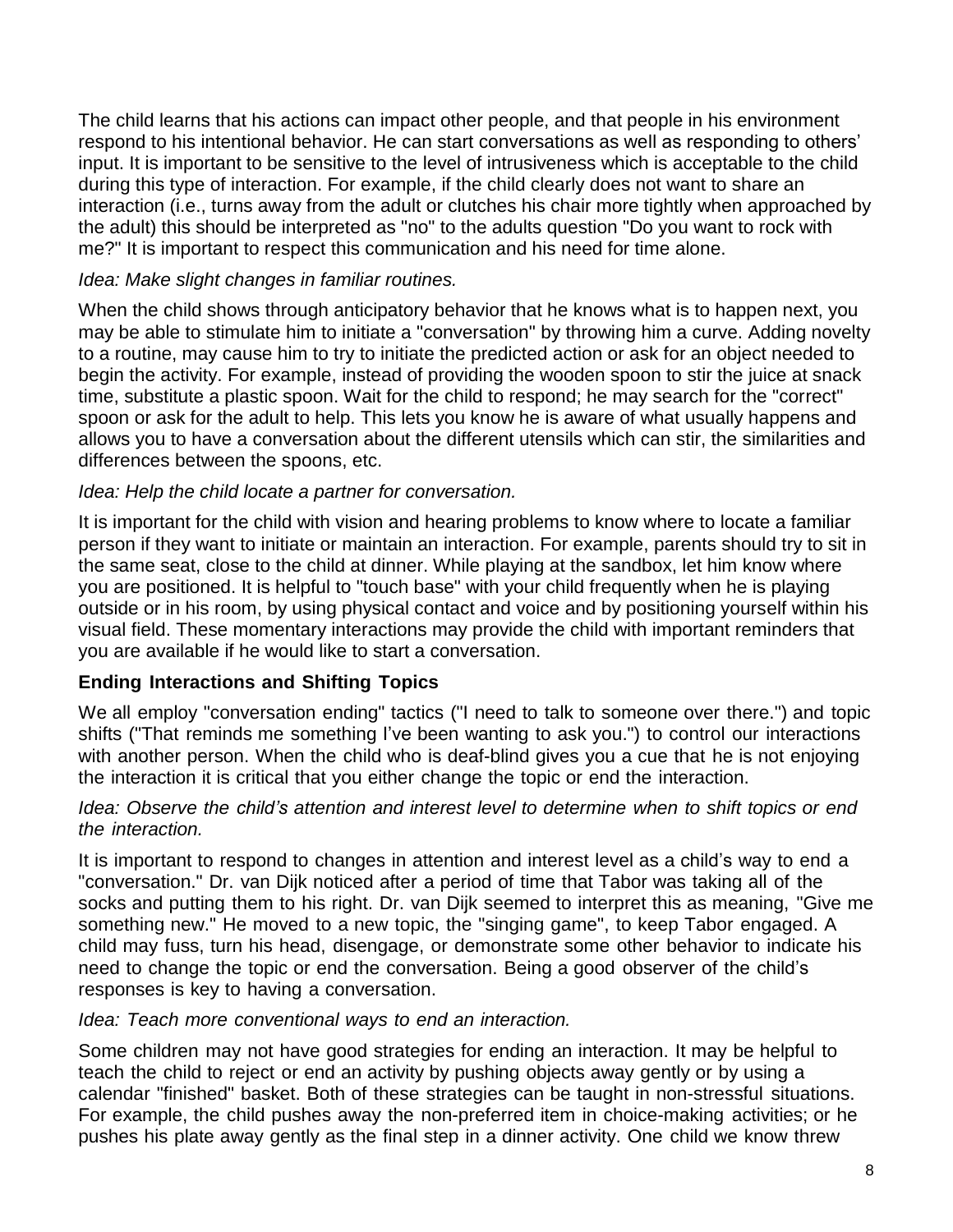The child learns that his actions can impact other people, and that people in his environment respond to his intentional behavior. He can start conversations as well as responding to others' input. It is important to be sensitive to the level of intrusiveness which is acceptable to the child during this type of interaction. For example, if the child clearly does not want to share an interaction (i.e., turns away from the adult or clutches his chair more tightly when approached by the adult) this should be interpreted as "no" to the adults question "Do you want to rock with me?" It is important to respect this communication and his need for time alone.

*Idea: Make slight changes in familiar routines.*

When the child shows through anticipatory behavior that he knows what is to happen next, you may be able to stimulate him to initiate a "conversation" by throwing him a curve. Adding novelty to a routine, may cause him to try to initiate the predicted action or ask for an object needed to begin the activity. For example, instead of providing the wooden spoon to stir the juice at snack time, substitute a plastic spoon. Wait for the child to respond; he may search for the "correct" spoon or ask for the adult to help. This lets you know he is aware of what usually happens and allows you to have a conversation about the different utensils which can stir, the similarities and differences between the spoons, etc.

*Idea: Help the child locate a partner for conversation.*

It is important for the child with vision and hearing problems to know where to locate a familiar person if they want to initiate or maintain an interaction. For example, parents should try to sit in the same seat, close to the child at dinner. While playing at the sandbox, let him know where you are positioned. It is helpful to "touch base" with your child frequently when he is playing outside or in his room, by using physical contact and voice and by positioning yourself within his visual field. These momentary interactions may provide the child with important reminders that you are available if he would like to start a conversation.

**Ending Interactions and Shifting Topics**

We all employ "conversation ending" tactics ("I need to talk to someone over there.") and topic shifts ("That reminds me something I've been wanting to ask you.") to control our interactions with another person. When the child who is deaf-blind gives you a cue that he is not enjoying the interaction it is critical that you either change the topic or end the interaction.

*Idea: Observe the child's attention and interest level to determine when to shift topics or end the interaction.*

It is important to respond to changes in attention and interest level as a child's way to end a "conversation." Dr. van Dijk noticed after a period of time that Tabor was taking all of the socks and putting them to his right. Dr. van Dijk seemed to interpret this as meaning, "Give me something new." He moved to a new topic, the "singing game", to keep Tabor engaged. A child may fuss, turn his head, disengage, or demonstrate some other behavior to indicate his need to change the topic or end the conversation. Being a good observer of the child's responses is key to having a conversation.

*Idea: Teach more conventional ways to end an interaction.*

Some children may not have good strategies for ending an interaction. It may be helpful to teach the child to reject or end an activity by pushing objects away gently or by using a calendar "finished" basket. Both of these strategies can be taught in non-stressful situations. For example, the child pushes away the non-preferred item in choice-making activities; or he pushes his plate away gently as the final step in a dinner activity. One child we know threw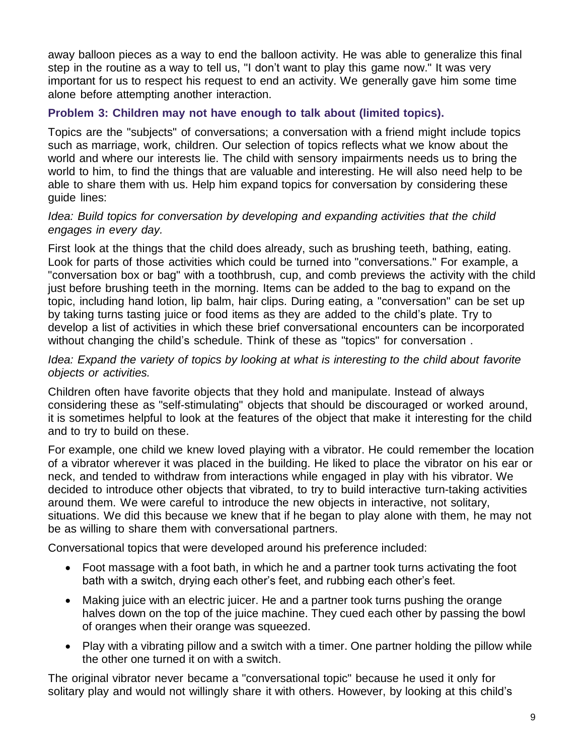away balloon pieces as a way to end the balloon activity. He was able to generalize this final step in the routine as a way to tell us, "I don't want to play this game now." It was very important for us to respect his request to end an activity. We generally gave him some time alone before attempting another interaction.

### Problem 3: Children may not have enough to talk about (limited topics).

Topics are the "subjects" of conversations; a conversation with a friend might include topics such as marriage, work, children. Our selection of topics reflects what we know about the world and where our interests lie. The child with sensory impairments needs us to bring the world to him, to find the things that are valuable and interesting. He will also need help to be able to share them with us. Help him expand topics for conversation by considering these guide lines:

*Idea: Build topics for conversation by developing and expanding activities that the child engages in every day.*

First look at the things that the child does already, such as brushing teeth, bathing, eating. Look for parts of those activities which could be turned into "conversations." For example, a "conversation box or bag" with a toothbrush, cup, and comb previews the activity with the child just before brushing teeth in the morning. Items can be added to the bag to expand on the topic, including hand lotion, lip balm, hair clips. During eating, a "conversation" can be set up by taking turns tasting juice or food items as they are added to the child's plate. Try to develop a list of activities in which these brief conversational encounters can be incorporated without changing the child's schedule. Think of these as "topics" for conversation .

*Idea: Expand the variety of topics by looking at what is interesting to the child about favorite objects or activities.*

Children often have favorite objects that they hold and manipulate. Instead of always considering these as "self-stimulating" objects that should be discouraged or worked around, it is sometimes helpful to look at the features of the object that make it interesting for the child and to try to build on these.

For example, one child we knew loved playing with a vibrator. He could remember the location of a vibrator wherever it was placed in the building. He liked to place the vibrator on his ear or neck, and tended to withdraw from interactions while engaged in play with his vibrator. We decided to introduce other objects that vibrated, to try to build interactive turn-taking activities around them. We were careful to introduce the new objects in interactive, not solitary, situations. We did this because we knew that if he began to play alone with them, he may not be as willing to share them with conversational partners.

Conversational topics that were developed around his preference included:

- Foot massage with a foot bath, in which he and a partner took turns activating the foot bath with a switch, drying each other's feet, and rubbing each other's feet.
- Making juice with an electric juicer. He and a partner took turns pushing the orange halves down on the top of the juice machine. They cued each other by passing the bowl of oranges when their orange was squeezed.
- Play with a vibrating pillow and a switch with a timer. One partner holding the pillow while the other one turned it on with a switch.

The original vibrator never became a "conversational topic" because he used it only for solitary play and would not willingly share it with others. However, by looking at this child's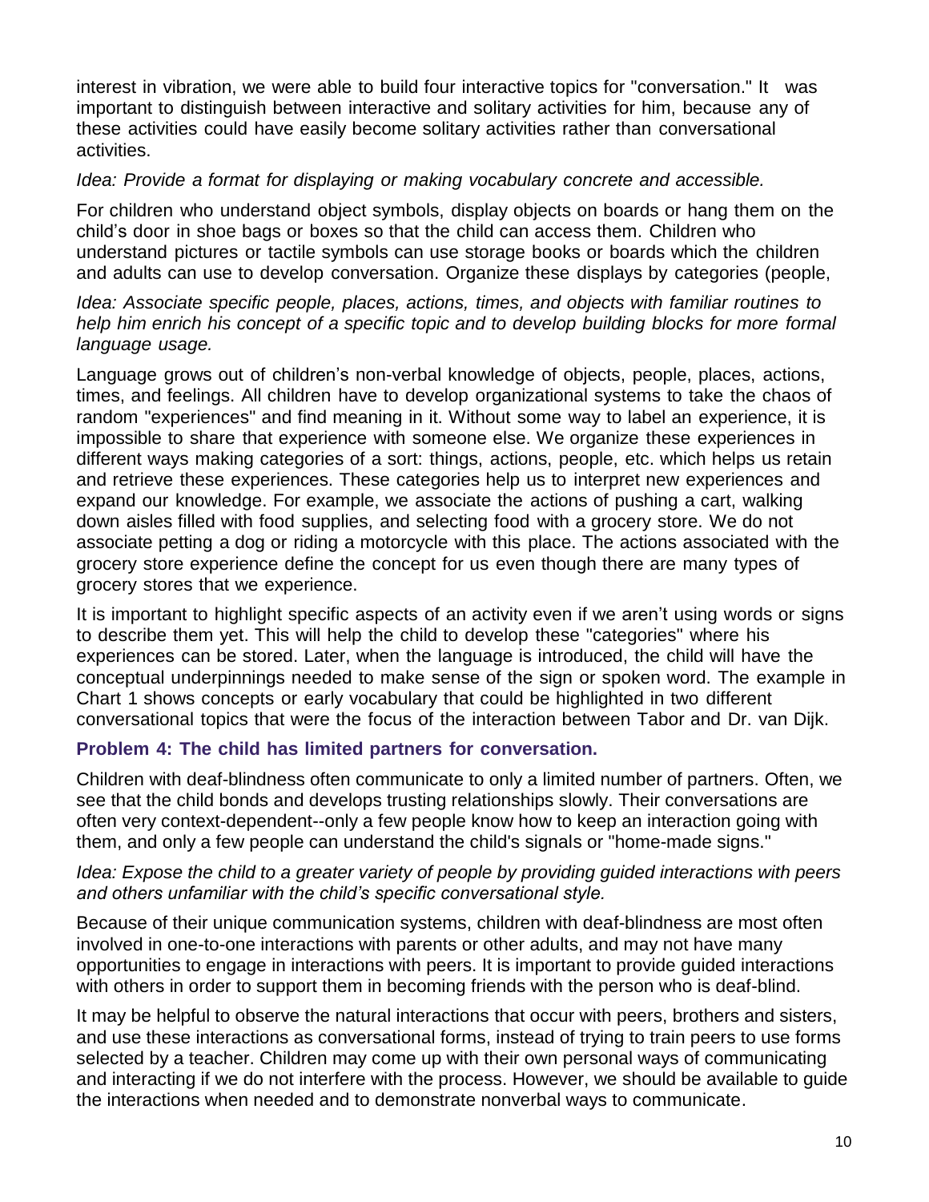interest in vibration, we were able to build four interactive topics for "conversation." It was important to distinguish between interactive and solitary activities for him, because any of these activities could have easily become solitary activities rather than conversational activities.

*Idea: Provide a format for displaying or making vocabulary concrete and accessible.*

For children who understand object symbols, display objects on boards or hang them on the child's door in shoe bags or boxes so that the child can access them. Children who understand pictures or tactile symbols can use storage books or boards which the children and adults can use to develop conversation. Organize these displays by categories (people,

*Idea: Associate specific people, places, actions, times, and objects with familiar routines to help him enrich his concept of a specific topic and to develop building blocks for more formal language usage.*

Language grows out of children's non-verbal knowledge of objects, people, places, actions, times, and feelings. All children have to develop organizational systems to take the chaos of random "experiences" and find meaning in it. Without some way to label an experience, it is impossible to share that experience with someone else. We organize these experiences in different ways making categories of a sort: things, actions, people, etc. which helps us retain and retrieve these experiences. These categories help us to interpret new experiences and expand our knowledge. For example, we associate the actions of pushing a cart, walking down aisles filled with food supplies, and selecting food with a grocery store. We do not associate petting a dog or riding a motorcycle with this place. The actions associated with the grocery store experience define the concept for us even though there are many types of grocery stores that we experience.

It is important to highlight specific aspects of an activity even if we aren't using words or signs to describe them yet. This will help the child to develop these "categories" where his experiences can be stored. Later, when the language is introduced, the child will have the conceptual underpinnings needed to make sense of the sign or spoken word. The example in Chart 1 shows concepts or early vocabulary that could be highlighted in two different conversational topics that were the focus of the interaction between Tabor and Dr. van Dijk.

### Problem 4: The child has limited partners for conversation.

Children with deaf-blindness often communicate to only a limited number of partners. Often, we see that the child bonds and develops trusting relationships slowly. Their conversations are often very context-dependent--only a few people know how to keep an interaction going with them, and only a few people can understand the child's signals or "home-made signs."

*Idea: Expose the child to a greater variety of people by providing guided interactions with peers and others unfamiliar with the child's specific conversational style.*

Because of their unique communication systems, children with deaf-blindness are most often involved in one-to-one interactions with parents or other adults, and may not have many opportunities to engage in interactions with peers. It is important to provide guided interactions with others in order to support them in becoming friends with the person who is deaf-blind.

It may be helpful to observe the natural interactions that occur with peers, brothers and sisters, and use these interactions as conversational forms, instead of trying to train peers to use forms selected by a teacher. Children may come up with their own personal ways of communicating and interacting if we do not interfere with the process. However, we should be available to guide the interactions when needed and to demonstrate nonverbal ways to communicate.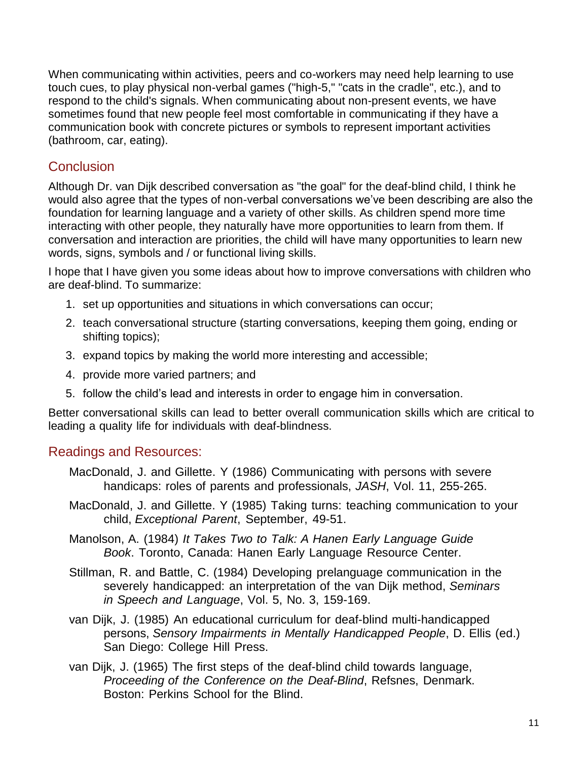When communicating within activities, peers and co-workers may need help learning to use touch cues, to play physical non-verbal games ("high-5," "cats in the cradle", etc.), and to respond to the child's signals. When communicating about non-present events, we have sometimes found that new people feel most comfortable in communicating if they have a communication book with concrete pictures or symbols to represent important activities (bathroom, car, eating).

## Conclusion

Although Dr. van Dijk described conversation as "the goal" for the deaf-blind child, I think he would also agree that the types of non-verbal conversations we've been describing are also the foundation for learning language and a variety of other skills. As children spend more time interacting with other people, they naturally have more opportunities to learn from them. If conversation and interaction are priorities, the child will have many opportunities to learn new words, signs, symbols and / or functional living skills.

I hope that I have given you some ideas about how to improve conversations with children who are deaf-blind. To summarize:

1. set up opportunities and situations in which conversations can occur;
2. teach conversational structure (starting conversations, keeping them going, ending or shifting topics);
3. expand topics by making the world more interesting and accessible;
4. provide more varied partners; and
5. follow the child's lead and interests in order to engage him in conversation.

Better conversational skills can lead to better overall communication skills which are critical to leading a quality life for individuals with deaf-blindness.

## Readings and Resources:

MacDonald, J. and Gillette. Y (1986) Communicating with persons with severe handicaps: roles of parents and professionals, *JASH*, Vol. 11, 255-265.

MacDonald, J. and Gillette. Y (1985) Taking turns: teaching communication to your child, *Exceptional Parent*, September, 49-51.

Manolson, A. (1984) *It Takes Two to Talk: A Hanen Early Language Guide Book*. Toronto, Canada: Hanen Early Language Resource Center.

Stillman, R. and Battle, C. (1984) Developing prelanguage communication in the severely handicapped: an interpretation of the van Dijk method, *Seminars in Speech and Language*, Vol. 5, No. 3, 159-169.

van Dijk, J. (1985) An educational curriculum for deaf-blind multi-handicapped persons, *Sensory Impairments in Mentally Handicapped People*, D. Ellis (ed.) San Diego: College Hill Press.

van Dijk, J. (1965) The first steps of the deaf-blind child towards language, *Proceeding of the Conference on the Deaf-Blind*, Refsnes, Denmark. Boston: Perkins School for the Blind.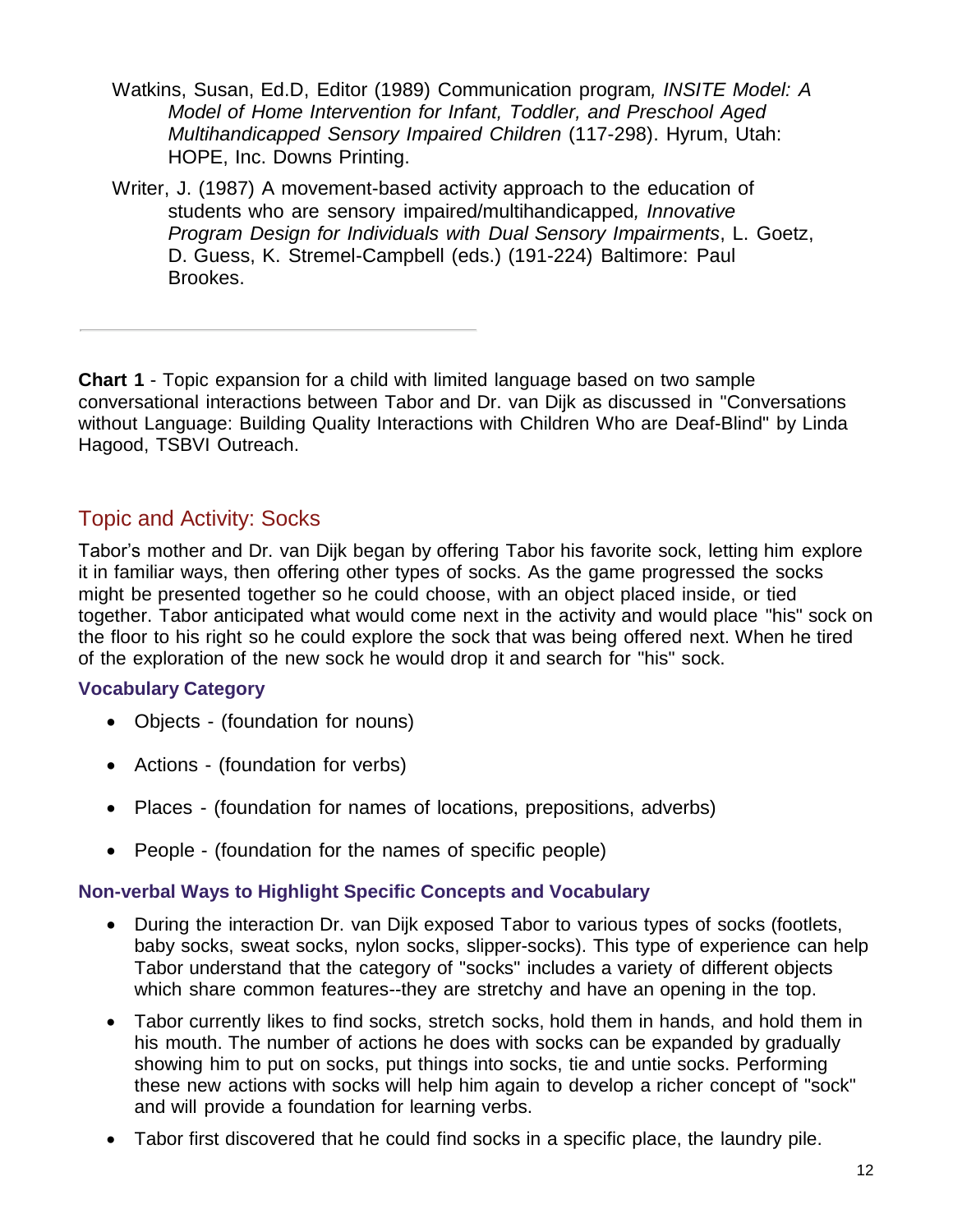Watkins, Susan, Ed.D, Editor (1989) Communication program*, INSITE Model: A Model of Home Intervention for Infant, Toddler, and Preschool Aged Multihandicapped Sensory Impaired Children* (117-298). Hyrum, Utah: HOPE, Inc. Downs Printing.

Writer, J. (1987) A movement-based activity approach to the education of students who are sensory impaired/multihandicapped*, Innovative Program Design for Individuals with Dual Sensory Impairments*, L. Goetz, D. Guess, K. Stremel-Campbell (eds.) (191-224) Baltimore: Paul Brookes.

---

**Chart 1** - Topic expansion for a child with limited language based on two sample conversational interactions between Tabor and Dr. van Dijk as discussed in "Conversations without Language: Building Quality Interactions with Children Who are Deaf-Blind" by Linda Hagood, TSBVI Outreach.

## Topic and Activity: Socks

Tabor's mother and Dr. van Dijk began by offering Tabor his favorite sock, letting him explore it in familiar ways, then offering other types of socks. As the game progressed the socks might be presented together so he could choose, with an object placed inside, or tied together. Tabor anticipated what would come next in the activity and would place "his" sock on the floor to his right so he could explore the sock that was being offered next. When he tired of the exploration of the new sock he would drop it and search for "his" sock.

### Vocabulary Category

- Objects - (foundation for nouns)
- Actions - (foundation for verbs)
- Places - (foundation for names of locations, prepositions, adverbs)
- People - (foundation for the names of specific people)

### Non-verbal Ways to Highlight Specific Concepts and Vocabulary

- During the interaction Dr. van Dijk exposed Tabor to various types of socks (footlets, baby socks, sweat socks, nylon socks, slipper-socks). This type of experience can help Tabor understand that the category of "socks" includes a variety of different objects which share common features--they are stretchy and have an opening in the top.
- Tabor currently likes to find socks, stretch socks, hold them in hands, and hold them in his mouth. The number of actions he does with socks can be expanded by gradually showing him to put on socks, put things into socks, tie and untie socks. Performing these new actions with socks will help him again to develop a richer concept of "sock" and will provide a foundation for learning verbs.
- Tabor first discovered that he could find socks in a specific place, the laundry pile.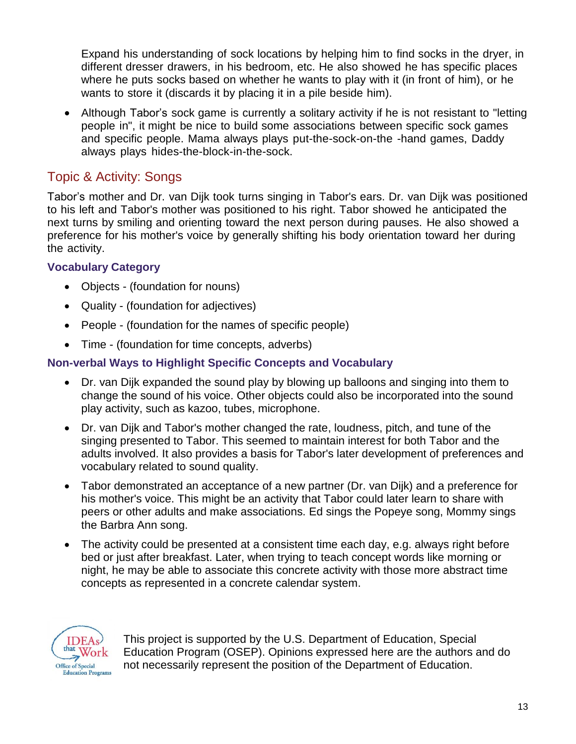Expand his understanding of sock locations by helping him to find socks in the dryer, in different dresser drawers, in his bedroom, etc. He also showed he has specific places where he puts socks based on whether he wants to play with it (in front of him), or he wants to store it (discards it by placing it in a pile beside him).

- Although Tabor's sock game is currently a solitary activity if he is not resistant to "letting people in", it might be nice to build some associations between specific sock games and specific people. Mama always plays put-the-sock-on-the -hand games, Daddy always plays hides-the-block-in-the-sock.

## Topic & Activity: Songs

Tabor's mother and Dr. van Dijk took turns singing in Tabor's ears. Dr. van Dijk was positioned to his left and Tabor's mother was positioned to his right. Tabor showed he anticipated the next turns by smiling and orienting toward the next person during pauses. He also showed a preference for his mother's voice by generally shifting his body orientation toward her during the activity.

### Vocabulary Category

- Objects - (foundation for nouns)
- Quality - (foundation for adjectives)
- People - (foundation for the names of specific people)
- Time - (foundation for time concepts, adverbs)

### Non-verbal Ways to Highlight Specific Concepts and Vocabulary

- Dr. van Dijk expanded the sound play by blowing up balloons and singing into them to change the sound of his voice. Other objects could also be incorporated into the sound play activity, such as kazoo, tubes, microphone.
- Dr. van Dijk and Tabor's mother changed the rate, loudness, pitch, and tune of the singing presented to Tabor. This seemed to maintain interest for both Tabor and the adults involved. It also provides a basis for Tabor's later development of preferences and vocabulary related to sound quality.
- Tabor demonstrated an acceptance of a new partner (Dr. van Dijk) and a preference for his mother's voice. This might be an activity that Tabor could later learn to share with peers or other adults and make associations. Ed sings the Popeye song, Mommy sings the Barbra Ann song.
- The activity could be presented at a consistent time each day, e.g. always right before bed or just after breakfast. Later, when trying to teach concept words like morning or night, he may be able to associate this concrete activity with those more abstract time concepts as represented in a concrete calendar system.

IDEAs that Work
Office of Special Education Programs

This project is supported by the U.S. Department of Education, Special Education Program (OSEP). Opinions expressed here are the authors and do not necessarily represent the position of the Department of Education.